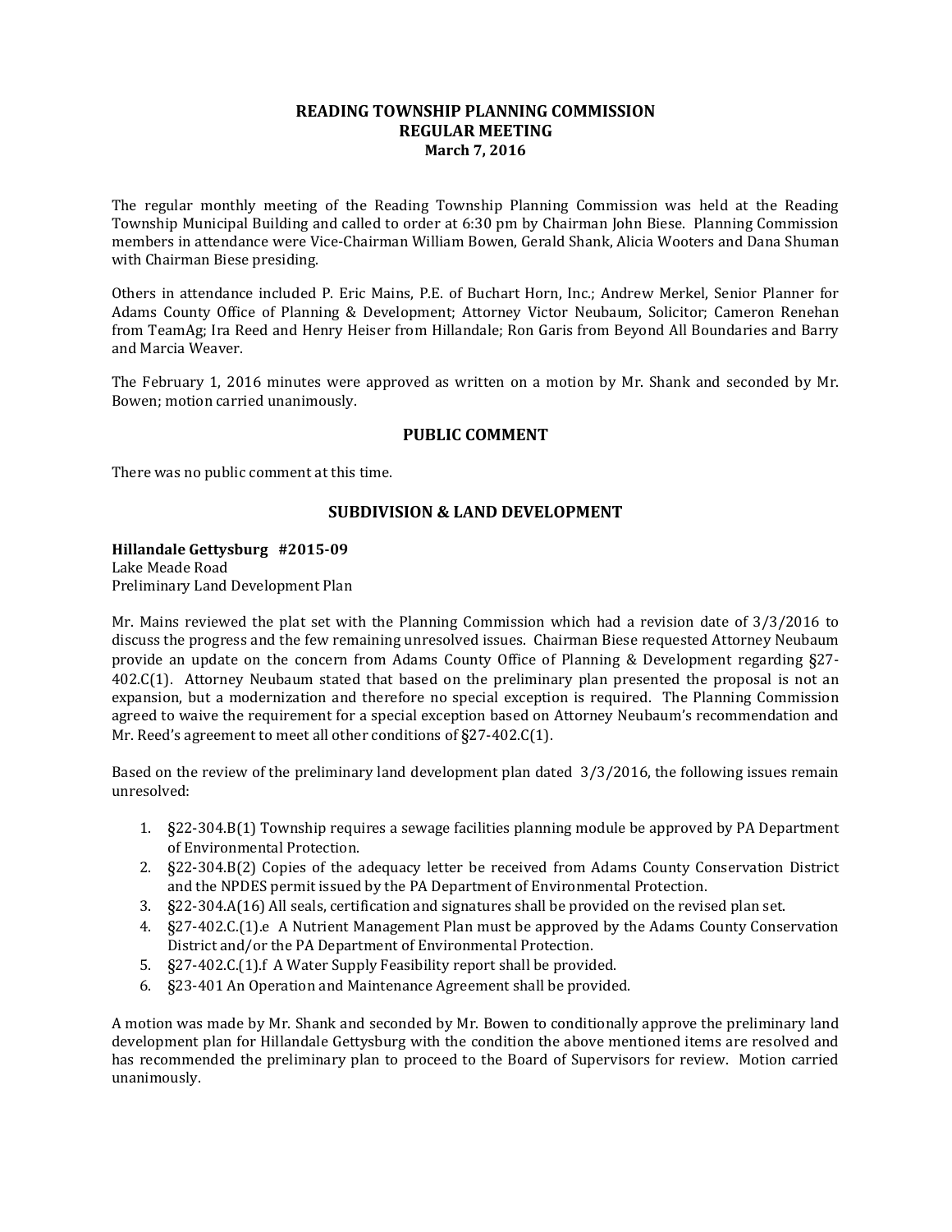# READING TOWNSHIP PLANNING COMMISSION
## REGULAR MEETING
### March 7, 2016

The regular monthly meeting of the Reading Township Planning Commission was held at the Reading Township Municipal Building and called to order at 6:30 pm by Chairman John Biese. Planning Commission members in attendance were Vice-Chairman William Bowen, Gerald Shank, Alicia Wooters and Dana Shuman with Chairman Biese presiding.

Others in attendance included P. Eric Mains, P.E. of Buchart Horn, Inc.; Andrew Merkel, Senior Planner for Adams County Office of Planning & Development; Attorney Victor Neubaum, Solicitor; Cameron Renehan from TeamAg; Ira Reed and Henry Heiser from Hillandale; Ron Garis from Beyond All Boundaries and Barry and Marcia Weaver.

The February 1, 2016 minutes were approved as written on a motion by Mr. Shank and seconded by Mr. Bowen; motion carried unanimously.

## PUBLIC COMMENT

There was no public comment at this time.

## SUBDIVISION & LAND DEVELOPMENT

**Hillandale Gettysburg #2015-09**
Lake Meade Road
Preliminary Land Development Plan

Mr. Mains reviewed the plat set with the Planning Commission which had a revision date of 3/3/2016 to discuss the progress and the few remaining unresolved issues. Chairman Biese requested Attorney Neubaum provide an update on the concern from Adams County Office of Planning & Development regarding §27-402.C(1). Attorney Neubaum stated that based on the preliminary plan presented the proposal is not an expansion, but a modernization and therefore no special exception is required. The Planning Commission agreed to waive the requirement for a special exception based on Attorney Neubaum's recommendation and Mr. Reed's agreement to meet all other conditions of §27-402.C(1).

Based on the review of the preliminary land development plan dated 3/3/2016, the following issues remain unresolved:

1. §22-304.B(1) Township requires a sewage facilities planning module be approved by PA Department of Environmental Protection.
2. §22-304.B(2) Copies of the adequacy letter be received from Adams County Conservation District and the NPDES permit issued by the PA Department of Environmental Protection.
3. §22-304.A(16) All seals, certification and signatures shall be provided on the revised plan set.
4. §27-402.C.(1).e A Nutrient Management Plan must be approved by the Adams County Conservation District and/or the PA Department of Environmental Protection.
5. §27-402.C.(1).f A Water Supply Feasibility report shall be provided.
6. §23-401 An Operation and Maintenance Agreement shall be provided.

A motion was made by Mr. Shank and seconded by Mr. Bowen to conditionally approve the preliminary land development plan for Hillandale Gettysburg with the condition the above mentioned items are resolved and has recommended the preliminary plan to proceed to the Board of Supervisors for review. Motion carried unanimously.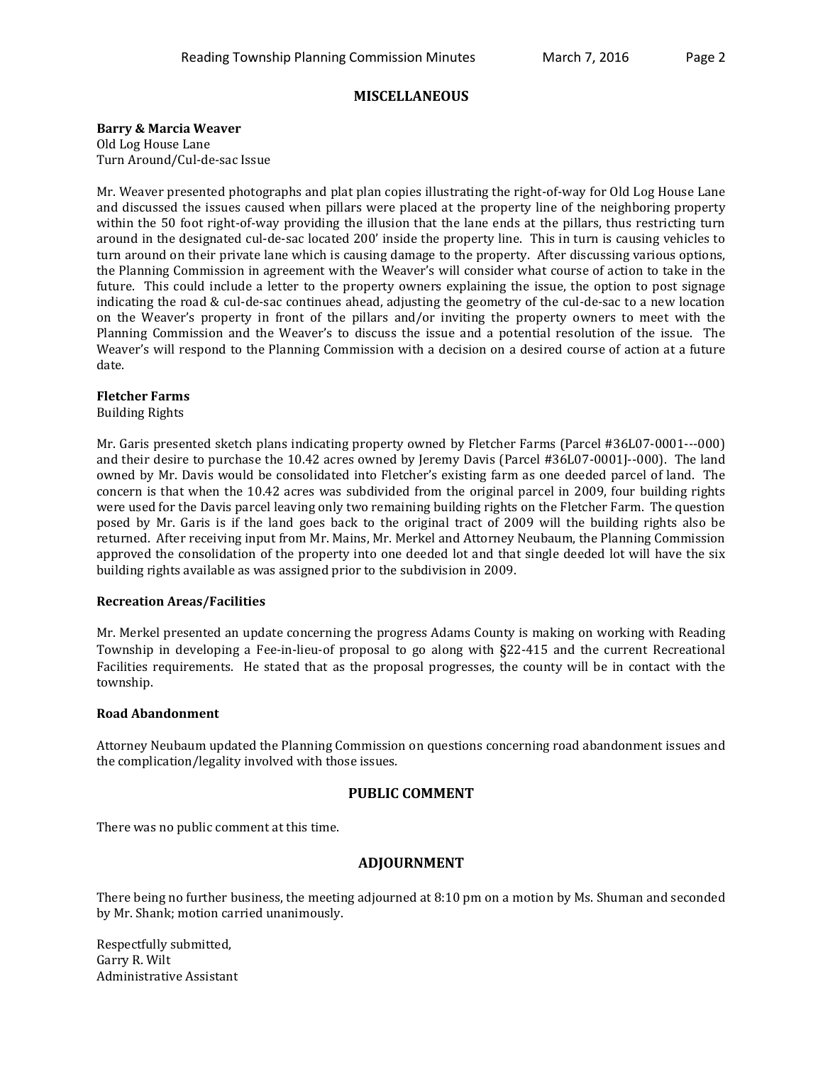## MISCELLANEOUS

**Barry & Marcia Weaver**
Old Log House Lane
Turn Around/Cul-de-sac Issue

Mr. Weaver presented photographs and plat plan copies illustrating the right-of-way for Old Log House Lane and discussed the issues caused when pillars were placed at the property line of the neighboring property within the 50 foot right-of-way providing the illusion that the lane ends at the pillars, thus restricting turn around in the designated cul-de-sac located 200' inside the property line. This in turn is causing vehicles to turn around on their private lane which is causing damage to the property. After discussing various options, the Planning Commission in agreement with the Weaver's will consider what course of action to take in the future. This could include a letter to the property owners explaining the issue, the option to post signage indicating the road & cul-de-sac continues ahead, adjusting the geometry of the cul-de-sac to a new location on the Weaver's property in front of the pillars and/or inviting the property owners to meet with the Planning Commission and the Weaver's to discuss the issue and a potential resolution of the issue. The Weaver's will respond to the Planning Commission with a decision on a desired course of action at a future date.

**Fletcher Farms**
Building Rights

Mr. Garis presented sketch plans indicating property owned by Fletcher Farms (Parcel #36L07-0001---000) and their desire to purchase the 10.42 acres owned by Jeremy Davis (Parcel #36L07-0001J--000). The land owned by Mr. Davis would be consolidated into Fletcher's existing farm as one deeded parcel of land. The concern is that when the 10.42 acres was subdivided from the original parcel in 2009, four building rights were used for the Davis parcel leaving only two remaining building rights on the Fletcher Farm. The question posed by Mr. Garis is if the land goes back to the original tract of 2009 will the building rights also be returned. After receiving input from Mr. Mains, Mr. Merkel and Attorney Neubaum, the Planning Commission approved the consolidation of the property into one deeded lot and that single deeded lot will have the six building rights available as was assigned prior to the subdivision in 2009.

**Recreation Areas/Facilities**

Mr. Merkel presented an update concerning the progress Adams County is making on working with Reading Township in developing a Fee-in-lieu-of proposal to go along with §22-415 and the current Recreational Facilities requirements. He stated that as the proposal progresses, the county will be in contact with the township.

**Road Abandonment**

Attorney Neubaum updated the Planning Commission on questions concerning road abandonment issues and the complication/legality involved with those issues.

## PUBLIC COMMENT

There was no public comment at this time.

## ADJOURNMENT

There being no further business, the meeting adjourned at 8:10 pm on a motion by Ms. Shuman and seconded by Mr. Shank; motion carried unanimously.

Respectfully submitted,
Garry R. Wilt
Administrative Assistant